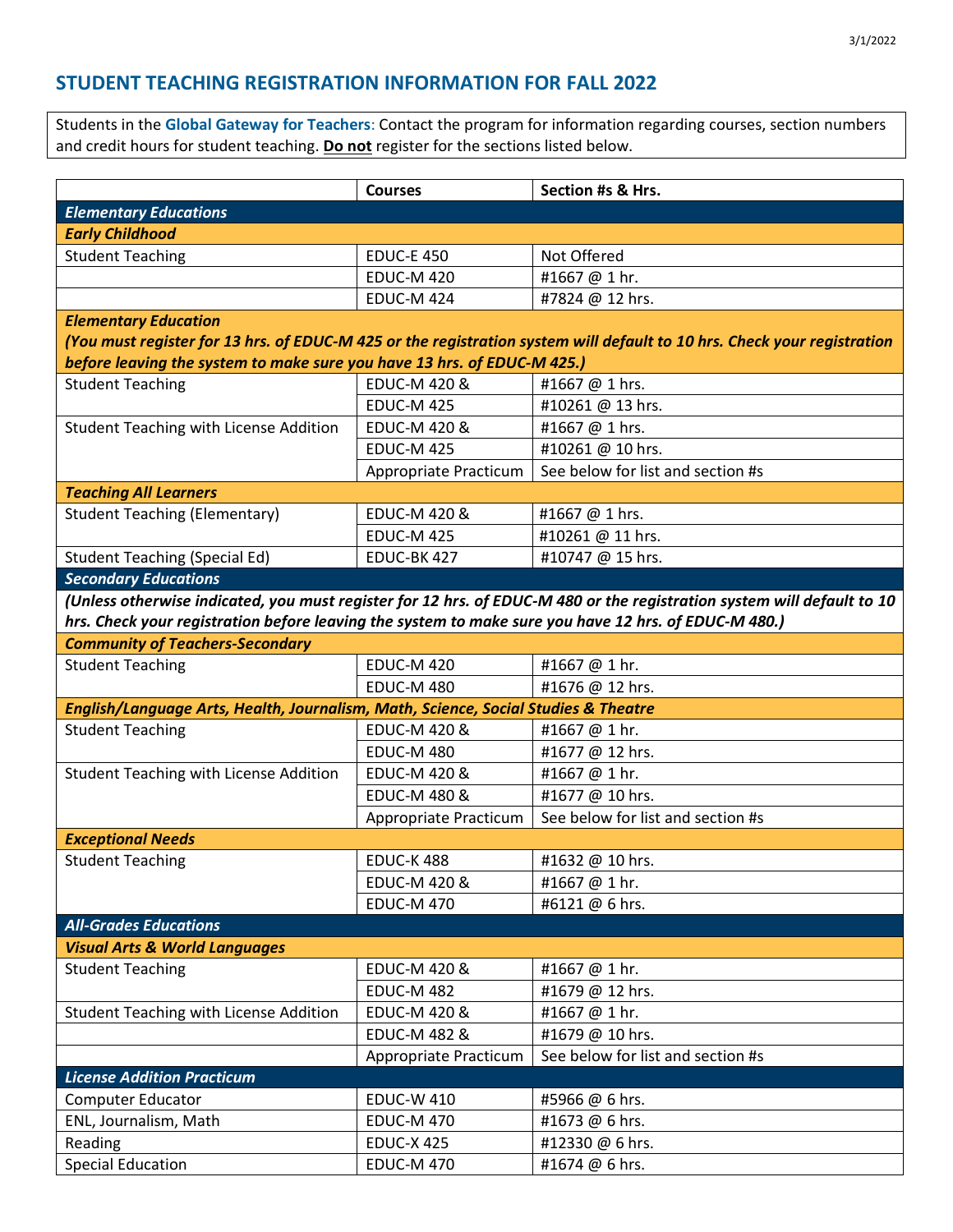3/1/2022

## STUDENT TEACHING REGISTRATION INFORMATION FOR FALL 2022

Students in the **Global Gateway for Teachers**: Contact the program for information regarding courses, section numbers and credit hours for student teaching. **Do not** register for the sections listed below.

| | Courses | Section #s & Hrs. |
|---|---|---|
| ***Elementary Educations*** | | |
| ***Early Childhood*** | | |
| Student Teaching | EDUC-E 450 | Not Offered |
| | EDUC-M 420 | #1667 @ 1 hr. |
| | EDUC-M 424 | #7824 @ 12 hrs. |
| ***Elementary Education*** ***(You must register for 13 hrs. of EDUC-M 425 or the registration system will default to 10 hrs. Check your registration before leaving the system to make sure you have 13 hrs. of EDUC-M 425.)*** | | |
| Student Teaching | EDUC-M 420 & | #1667 @ 1 hrs. |
| | EDUC-M 425 | #10261 @ 13 hrs. |
| Student Teaching with License Addition | EDUC-M 420 & | #1667 @ 1 hrs. |
| | EDUC-M 425 | #10261 @ 10 hrs. |
| | Appropriate Practicum | See below for list and section #s |
| ***Teaching All Learners*** | | |
| Student Teaching (Elementary) | EDUC-M 420 & | #1667 @ 1 hrs. |
| | EDUC-M 425 | #10261 @ 11 hrs. |
| Student Teaching (Special Ed) | EDUC-BK 427 | #10747 @ 15 hrs. |
| ***Secondary Educations*** | | |
| ***(Unless otherwise indicated, you must register for 12 hrs. of EDUC-M 480 or the registration system will default to 10 hrs. Check your registration before leaving the system to make sure you have 12 hrs. of EDUC-M 480.)*** | | |
| ***Community of Teachers-Secondary*** | | |
| Student Teaching | EDUC-M 420 | #1667 @ 1 hr. |
| | EDUC-M 480 | #1676 @ 12 hrs. |
| ***English/Language Arts, Health, Journalism, Math, Science, Social Studies & Theatre*** | | |
| Student Teaching | EDUC-M 420 & | #1667 @ 1 hr. |
| | EDUC-M 480 | #1677 @ 12 hrs. |
| Student Teaching with License Addition | EDUC-M 420 & | #1667 @ 1 hr. |
| | EDUC-M 480 & | #1677 @ 10 hrs. |
| | Appropriate Practicum | See below for list and section #s |
| ***Exceptional Needs*** | | |
| Student Teaching | EDUC-K 488 | #1632 @ 10 hrs. |
| | EDUC-M 420 & | #1667 @ 1 hr. |
| | EDUC-M 470 | #6121 @ 6 hrs. |
| ***All-Grades Educations*** | | |
| ***Visual Arts & World Languages*** | | |
| Student Teaching | EDUC-M 420 & | #1667 @ 1 hr. |
| | EDUC-M 482 | #1679 @ 12 hrs. |
| Student Teaching with License Addition | EDUC-M 420 & | #1667 @ 1 hr. |
| | EDUC-M 482 & | #1679 @ 10 hrs. |
| | Appropriate Practicum | See below for list and section #s |
| ***License Addition Practicum*** | | |
| Computer Educator | EDUC-W 410 | #5966 @ 6 hrs. |
| ENL, Journalism, Math | EDUC-M 470 | #1673 @ 6 hrs. |
| Reading | EDUC-X 425 | #12330 @ 6 hrs. |
| Special Education | EDUC-M 470 | #1674 @ 6 hrs. |